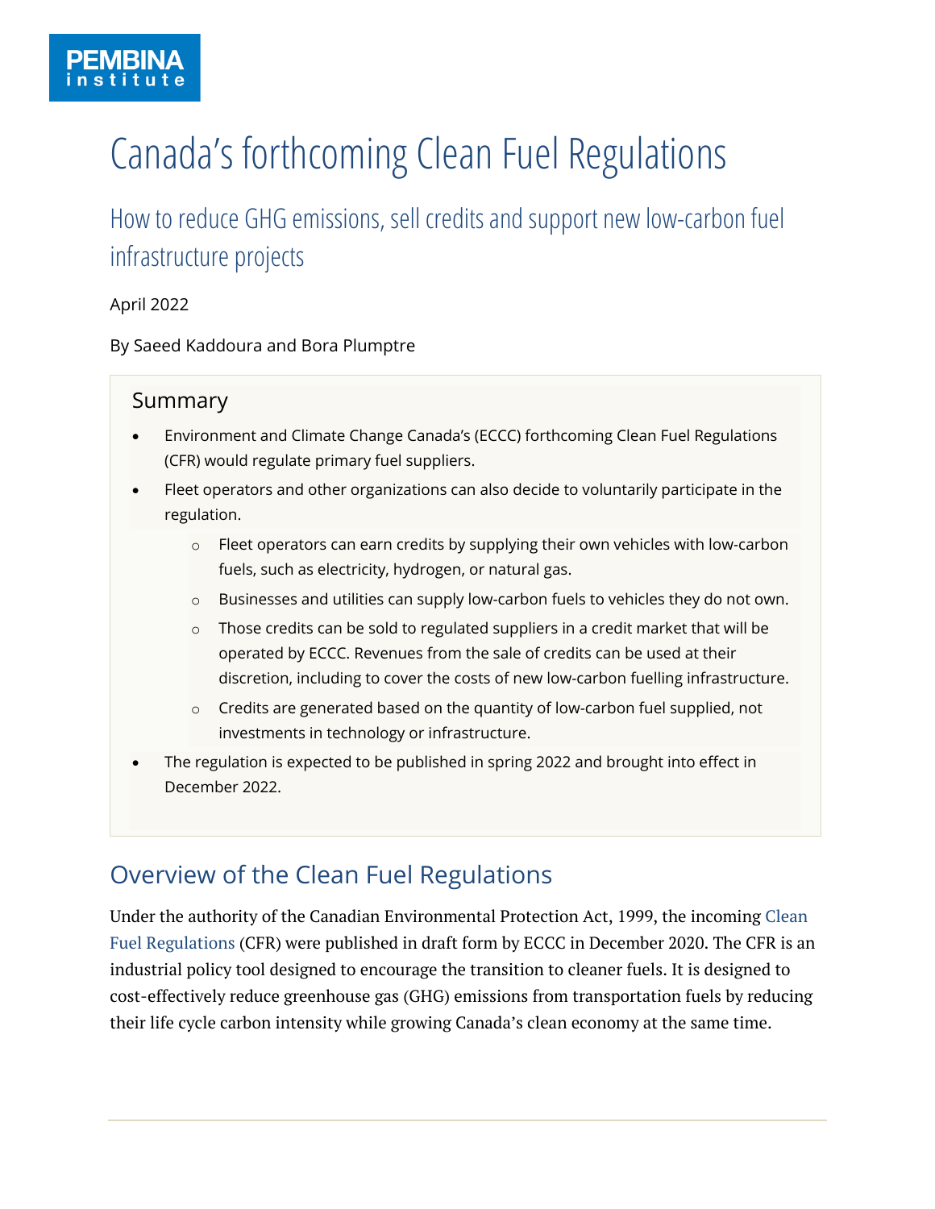PEMBINA institute

# Canada's forthcoming Clean Fuel Regulations

## How to reduce GHG emissions, sell credits and support new low-carbon fuel infrastructure projects

April 2022

By Saeed Kaddoura and Bora Plumptre

### Summary

- Environment and Climate Change Canada's (ECCC) forthcoming Clean Fuel Regulations (CFR) would regulate primary fuel suppliers.
- Fleet operators and other organizations can also decide to voluntarily participate in the regulation.
    - Fleet operators can earn credits by supplying their own vehicles with low-carbon fuels, such as electricity, hydrogen, or natural gas.
    - Businesses and utilities can supply low-carbon fuels to vehicles they do not own.
    - Those credits can be sold to regulated suppliers in a credit market that will be operated by ECCC. Revenues from the sale of credits can be used at their discretion, including to cover the costs of new low-carbon fuelling infrastructure.
    - Credits are generated based on the quantity of low-carbon fuel supplied, not investments in technology or infrastructure.
- The regulation is expected to be published in spring 2022 and brought into effect in December 2022.

## Overview of the Clean Fuel Regulations

Under the authority of the Canadian Environmental Protection Act, 1999, the incoming Clean Fuel Regulations (CFR) were published in draft form by ECCC in December 2020. The CFR is an industrial policy tool designed to encourage the transition to cleaner fuels. It is designed to cost-effectively reduce greenhouse gas (GHG) emissions from transportation fuels by reducing their life cycle carbon intensity while growing Canada's clean economy at the same time.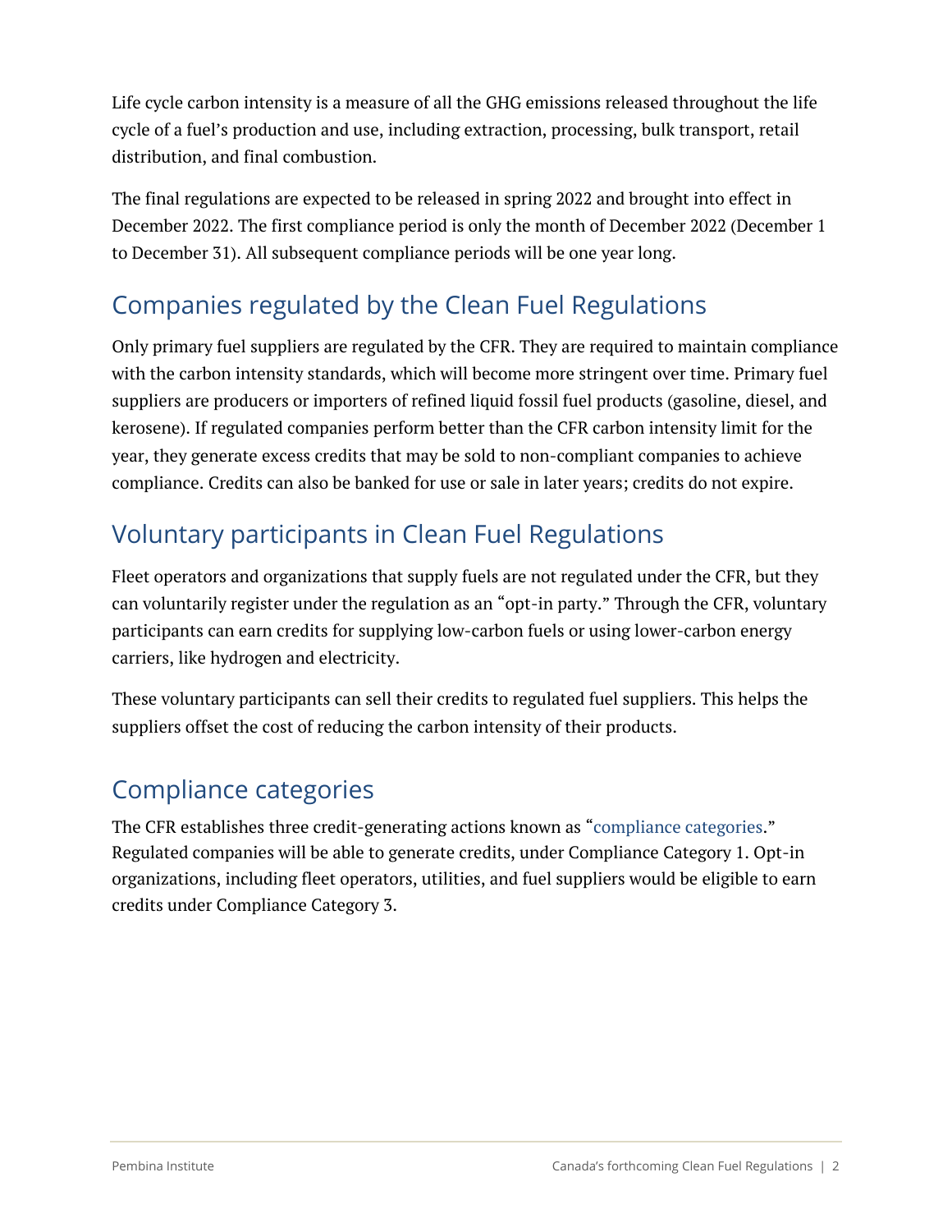Life cycle carbon intensity is a measure of all the GHG emissions released throughout the life cycle of a fuel's production and use, including extraction, processing, bulk transport, retail distribution, and final combustion.

The final regulations are expected to be released in spring 2022 and brought into effect in December 2022. The first compliance period is only the month of December 2022 (December 1 to December 31). All subsequent compliance periods will be one year long.

## Companies regulated by the Clean Fuel Regulations

Only primary fuel suppliers are regulated by the CFR. They are required to maintain compliance with the carbon intensity standards, which will become more stringent over time. Primary fuel suppliers are producers or importers of refined liquid fossil fuel products (gasoline, diesel, and kerosene). If regulated companies perform better than the CFR carbon intensity limit for the year, they generate excess credits that may be sold to non-compliant companies to achieve compliance. Credits can also be banked for use or sale in later years; credits do not expire.

## Voluntary participants in Clean Fuel Regulations

Fleet operators and organizations that supply fuels are not regulated under the CFR, but they can voluntarily register under the regulation as an "opt-in party." Through the CFR, voluntary participants can earn credits for supplying low-carbon fuels or using lower-carbon energy carriers, like hydrogen and electricity.

These voluntary participants can sell their credits to regulated fuel suppliers. This helps the suppliers offset the cost of reducing the carbon intensity of their products.

## Compliance categories

The CFR establishes three credit-generating actions known as "compliance categories." Regulated companies will be able to generate credits, under Compliance Category 1. Opt-in organizations, including fleet operators, utilities, and fuel suppliers would be eligible to earn credits under Compliance Category 3.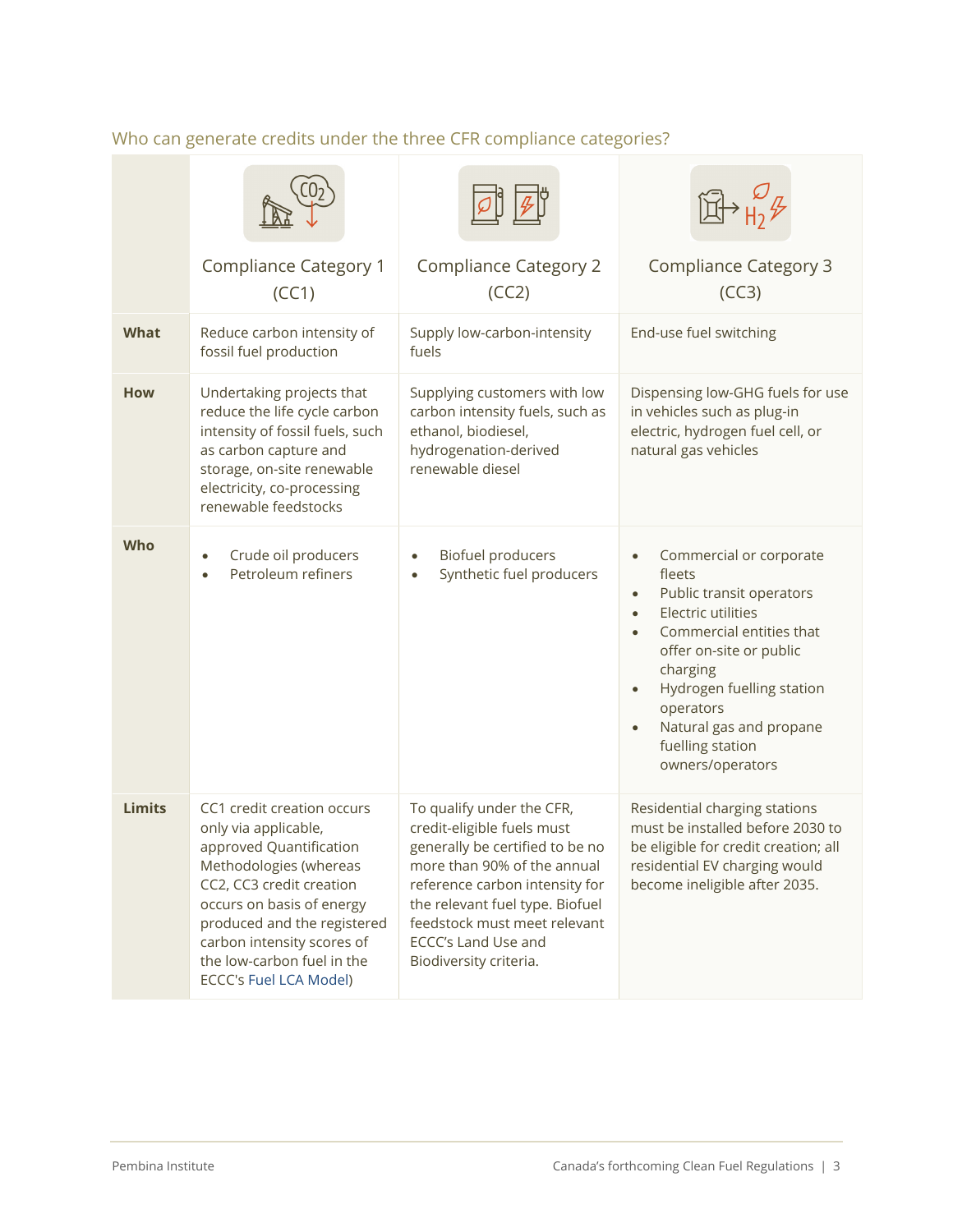### Who can generate credits under the three CFR compliance categories?

| | Compliance Category 1 (CC1) | Compliance Category 2 (CC2) | Compliance Category 3 (CC3) |
|---|---|---|---|
| **What** | Reduce carbon intensity of fossil fuel production | Supply low-carbon-intensity fuels | End-use fuel switching |
| **How** | Undertaking projects that reduce the life cycle carbon intensity of fossil fuels, such as carbon capture and storage, on-site renewable electricity, co-processing renewable feedstocks | Supplying customers with low carbon intensity fuels, such as ethanol, biodiesel, hydrogenation-derived renewable diesel | Dispensing low-GHG fuels for use in vehicles such as plug-in electric, hydrogen fuel cell, or natural gas vehicles |
| **Who** | • Crude oil producers<br>• Petroleum refiners | • Biofuel producers<br>• Synthetic fuel producers | • Commercial or corporate fleets<br>• Public transit operators<br>• Electric utilities<br>• Commercial entities that offer on-site or public charging<br>• Hydrogen fuelling station operators<br>• Natural gas and propane fuelling station owners/operators |
| **Limits** | CC1 credit creation occurs only via applicable, approved Quantification Methodologies (whereas CC2, CC3 credit creation occurs on basis of energy produced and the registered carbon intensity scores of the low-carbon fuel in the ECCC's Fuel LCA Model) | To qualify under the CFR, credit-eligible fuels must generally be certified to be no more than 90% of the annual reference carbon intensity for the relevant fuel type. Biofuel feedstock must meet relevant ECCC's Land Use and Biodiversity criteria. | Residential charging stations must be installed before 2030 to be eligible for credit creation; all residential EV charging would become ineligible after 2035. |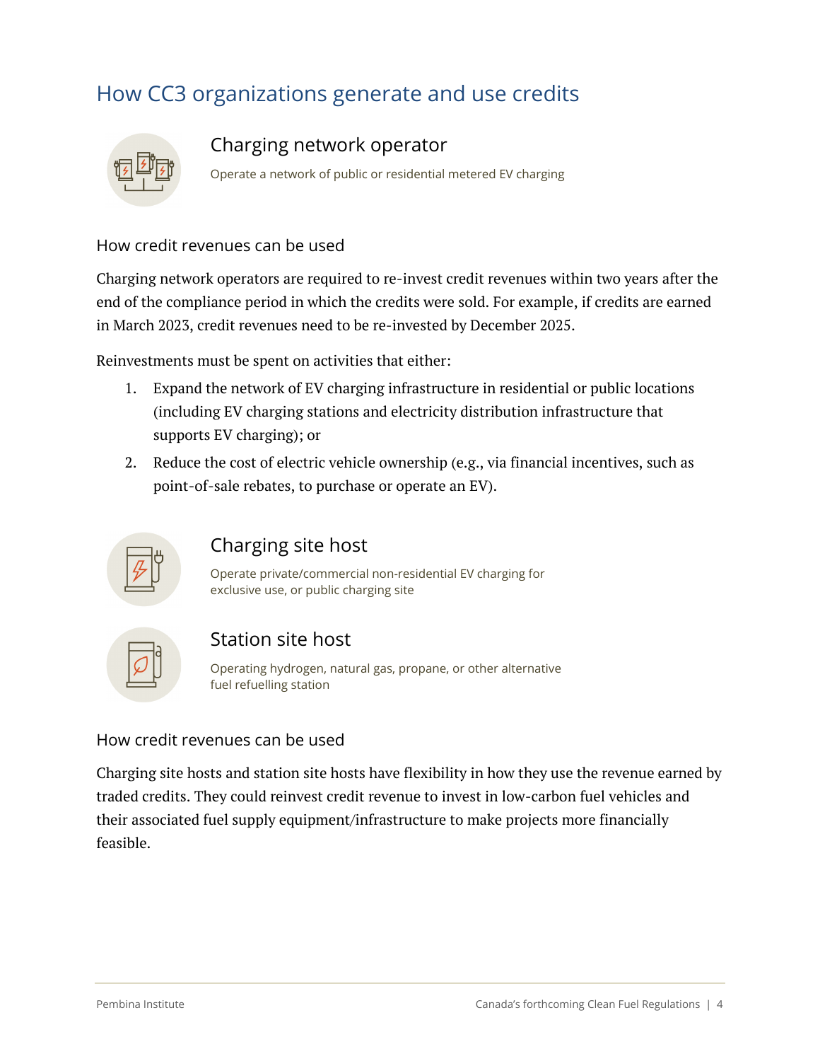## How CC3 organizations generate and use credits

### Charging network operator

Operate a network of public or residential metered EV charging

#### How credit revenues can be used

Charging network operators are required to re-invest credit revenues within two years after the end of the compliance period in which the credits were sold. For example, if credits are earned in March 2023, credit revenues need to be re-invested by December 2025.

Reinvestments must be spent on activities that either:

1. Expand the network of EV charging infrastructure in residential or public locations (including EV charging stations and electricity distribution infrastructure that supports EV charging); or
2. Reduce the cost of electric vehicle ownership (e.g., via financial incentives, such as point-of-sale rebates, to purchase or operate an EV).

### Charging site host

Operate private/commercial non-residential EV charging for exclusive use, or public charging site

### Station site host

Operating hydrogen, natural gas, propane, or other alternative fuel refuelling station

#### How credit revenues can be used

Charging site hosts and station site hosts have flexibility in how they use the revenue earned by traded credits. They could reinvest credit revenue to invest in low-carbon fuel vehicles and their associated fuel supply equipment/infrastructure to make projects more financially feasible.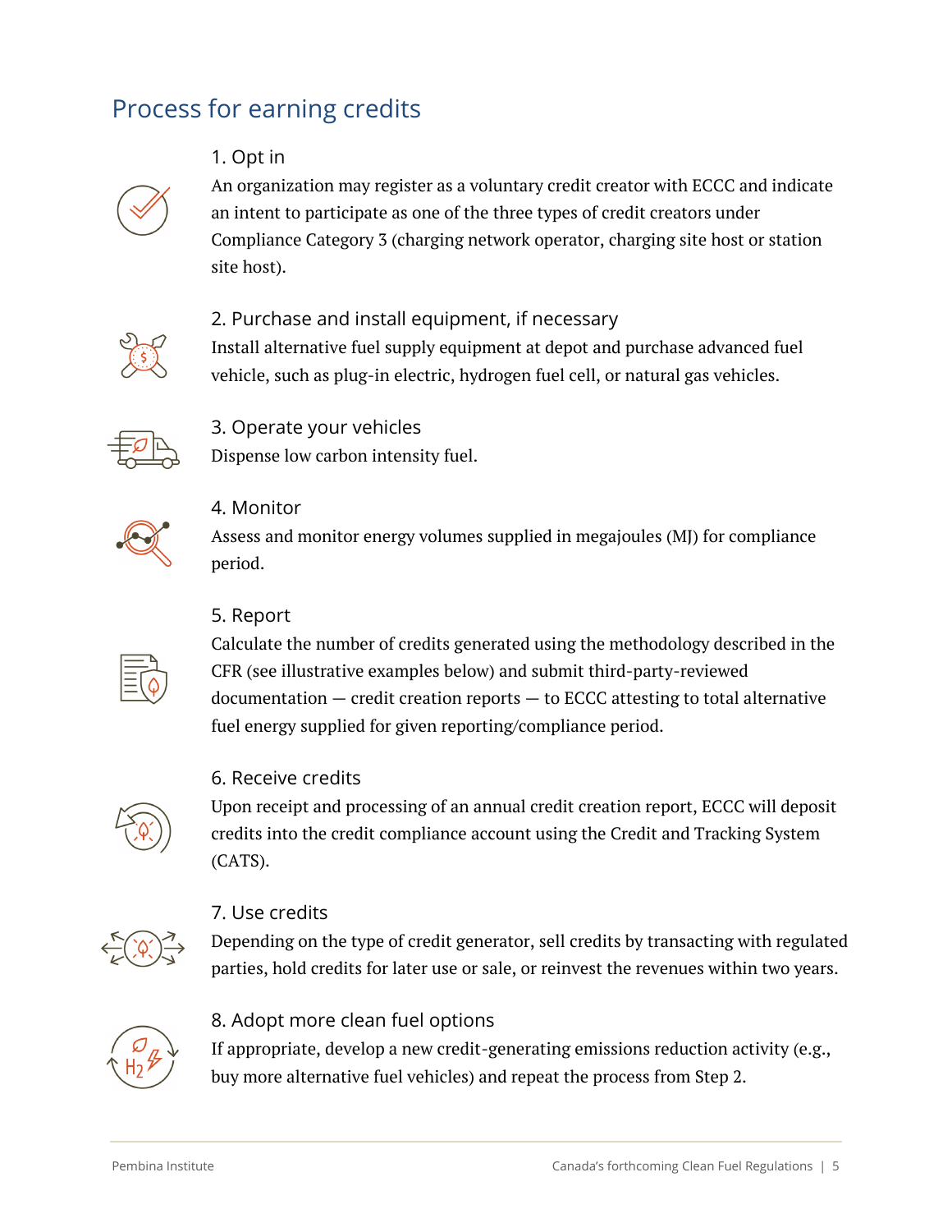## Process for earning credits

### 1. Opt in

An organization may register as a voluntary credit creator with ECCC and indicate an intent to participate as one of the three types of credit creators under Compliance Category 3 (charging network operator, charging site host or station site host).

### 2. Purchase and install equipment, if necessary

Install alternative fuel supply equipment at depot and purchase advanced fuel vehicle, such as plug-in electric, hydrogen fuel cell, or natural gas vehicles.

### 3. Operate your vehicles

Dispense low carbon intensity fuel.

### 4. Monitor

Assess and monitor energy volumes supplied in megajoules (MJ) for compliance period.

### 5. Report

Calculate the number of credits generated using the methodology described in the CFR (see illustrative examples below) and submit third-party-reviewed documentation — credit creation reports — to ECCC attesting to total alternative fuel energy supplied for given reporting/compliance period.

### 6. Receive credits

Upon receipt and processing of an annual credit creation report, ECCC will deposit credits into the credit compliance account using the Credit and Tracking System (CATS).

### 7. Use credits

Depending on the type of credit generator, sell credits by transacting with regulated parties, hold credits for later use or sale, or reinvest the revenues within two years.

### 8. Adopt more clean fuel options

If appropriate, develop a new credit-generating emissions reduction activity (e.g., buy more alternative fuel vehicles) and repeat the process from Step 2.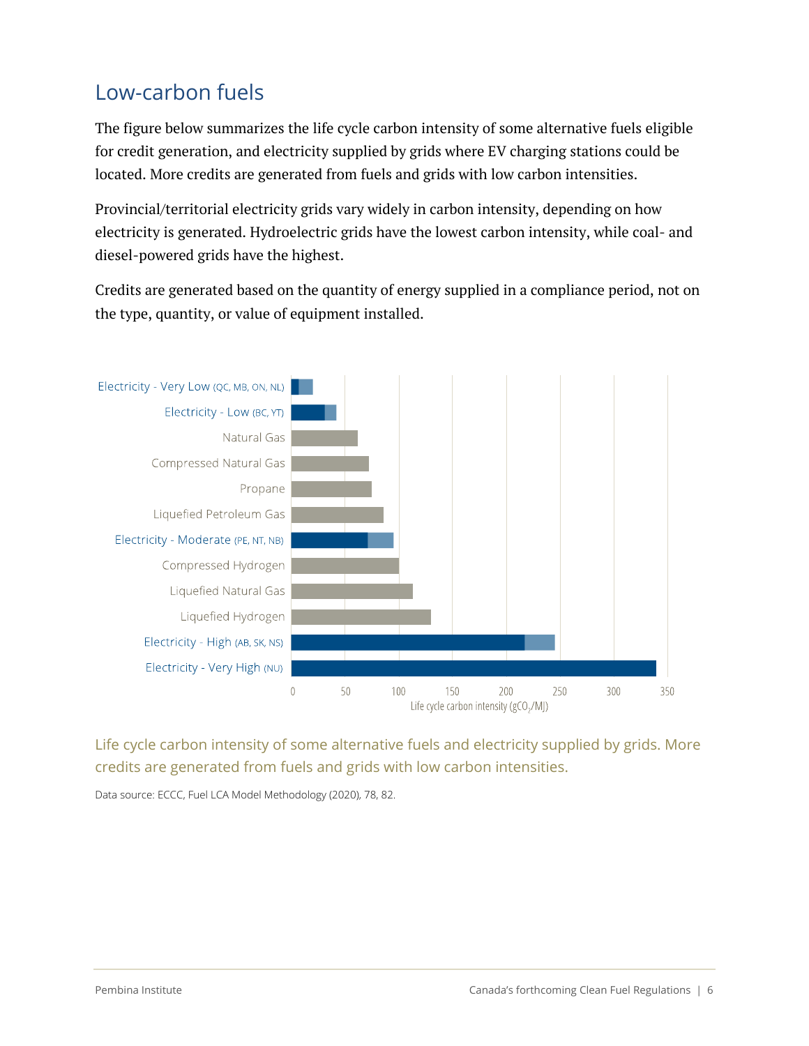## Low-carbon fuels

The figure below summarizes the life cycle carbon intensity of some alternative fuels eligible for credit generation, and electricity supplied by grids where EV charging stations could be located. More credits are generated from fuels and grids with low carbon intensities.

Provincial/territorial electricity grids vary widely in carbon intensity, depending on how electricity is generated. Hydroelectric grids have the lowest carbon intensity, while coal- and diesel-powered grids have the highest.

Credits are generated based on the quantity of energy supplied in a compliance period, not on the type, quantity, or value of equipment installed.

Life cycle carbon intensity of some alternative fuels and electricity supplied by grids. More credits are generated from fuels and grids with low carbon intensities.

Data source: ECCC, Fuel LCA Model Methodology (2020), 78, 82.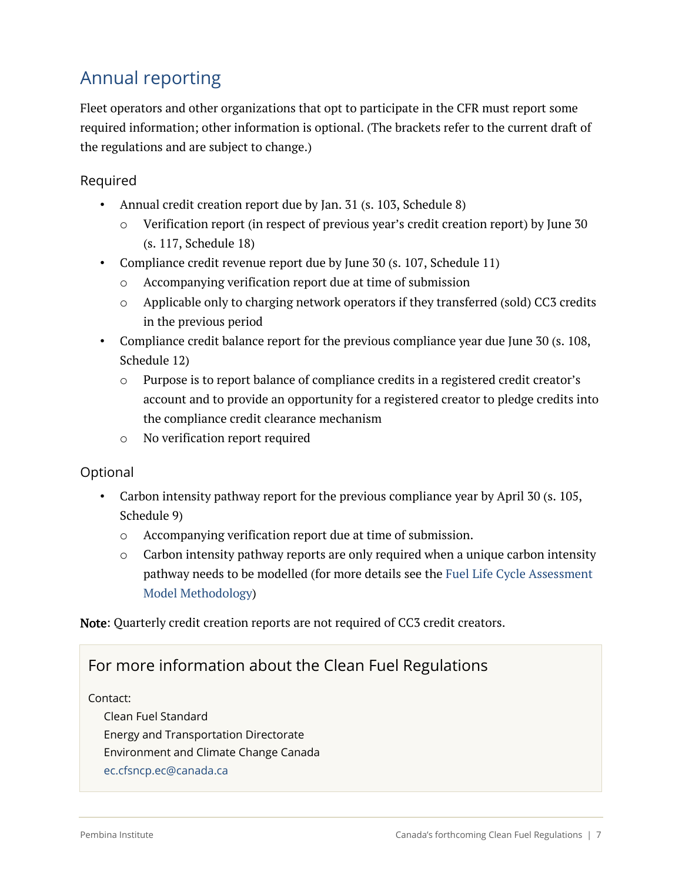## Annual reporting

Fleet operators and other organizations that opt to participate in the CFR must report some required information; other information is optional. (The brackets refer to the current draft of the regulations and are subject to change.)

### Required

- Annual credit creation report due by Jan. 31 (s. 103, Schedule 8)
  - Verification report (in respect of previous year's credit creation report) by June 30 (s. 117, Schedule 18)
- Compliance credit revenue report due by June 30 (s. 107, Schedule 11)
  - Accompanying verification report due at time of submission
  - Applicable only to charging network operators if they transferred (sold) CC3 credits in the previous period
- Compliance credit balance report for the previous compliance year due June 30 (s. 108, Schedule 12)
  - Purpose is to report balance of compliance credits in a registered credit creator's account and to provide an opportunity for a registered creator to pledge credits into the compliance credit clearance mechanism
  - No verification report required

### Optional

- Carbon intensity pathway report for the previous compliance year by April 30 (s. 105, Schedule 9)
  - Accompanying verification report due at time of submission.
  - Carbon intensity pathway reports are only required when a unique carbon intensity pathway needs to be modelled (for more details see the Fuel Life Cycle Assessment Model Methodology)

**Note**: Quarterly credit creation reports are not required of CC3 credit creators.

### For more information about the Clean Fuel Regulations

Contact:

Clean Fuel Standard
Energy and Transportation Directorate
Environment and Climate Change Canada
ec.cfsncp.ec@canada.ca